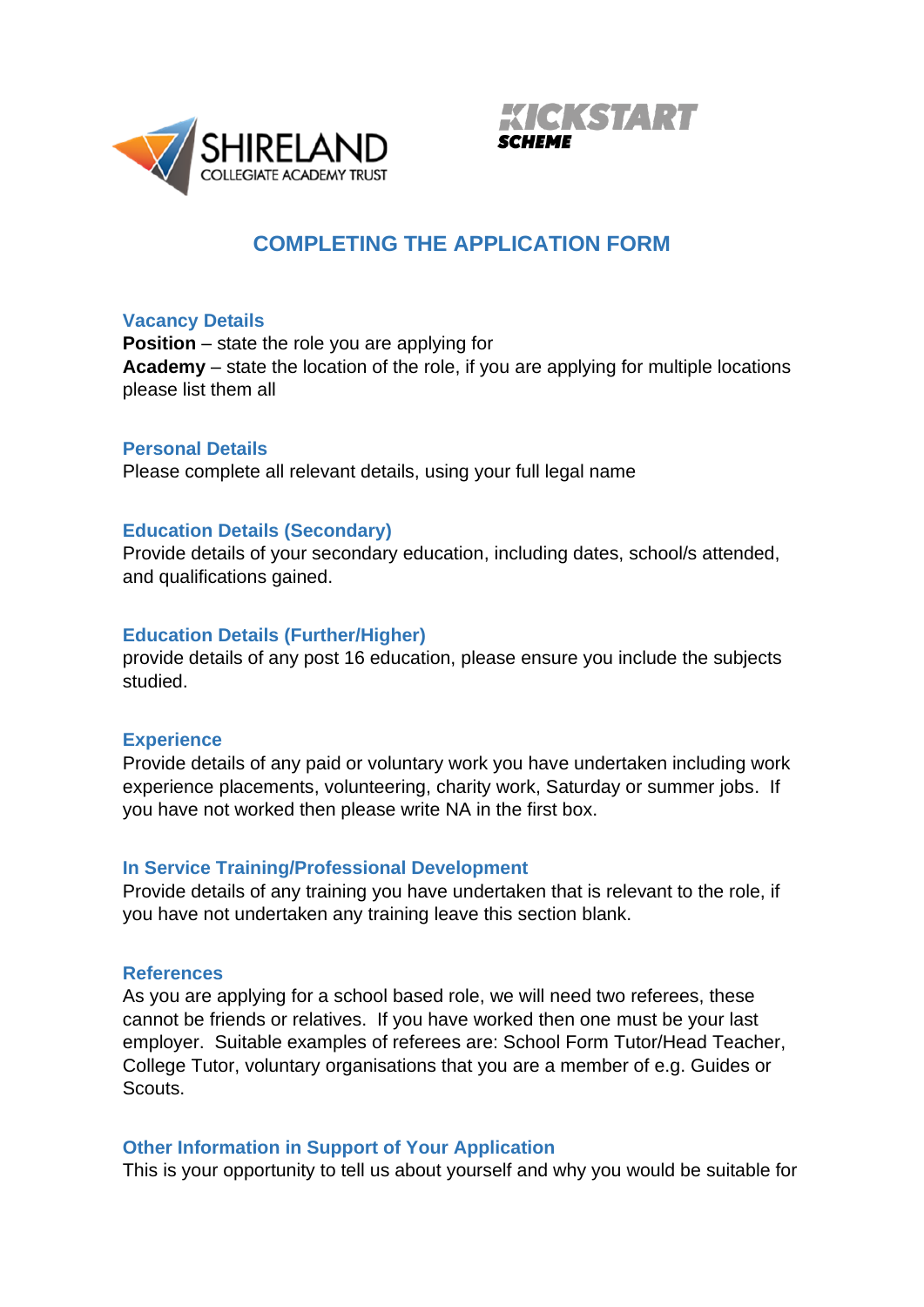SHIRELAND COLLEGIATE ACADEMY TRUST

KICKSTART SCHEME

# COMPLETING THE APPLICATION FORM

## Vacancy Details

**Position** – state the role you are applying for
**Academy** – state the location of the role, if you are applying for multiple locations please list them all

## Personal Details

Please complete all relevant details, using your full legal name

## Education Details (Secondary)

Provide details of your secondary education, including dates, school/s attended, and qualifications gained.

## Education Details (Further/Higher)

provide details of any post 16 education, please ensure you include the subjects studied.

## Experience

Provide details of any paid or voluntary work you have undertaken including work experience placements, volunteering, charity work, Saturday or summer jobs. If you have not worked then please write NA in the first box.

## In Service Training/Professional Development

Provide details of any training you have undertaken that is relevant to the role, if you have not undertaken any training leave this section blank.

## References

As you are applying for a school based role, we will need two referees, these cannot be friends or relatives. If you have worked then one must be your last employer. Suitable examples of referees are: School Form Tutor/Head Teacher, College Tutor, voluntary organisations that you are a member of e.g. Guides or Scouts.

## Other Information in Support of Your Application

This is your opportunity to tell us about yourself and why you would be suitable for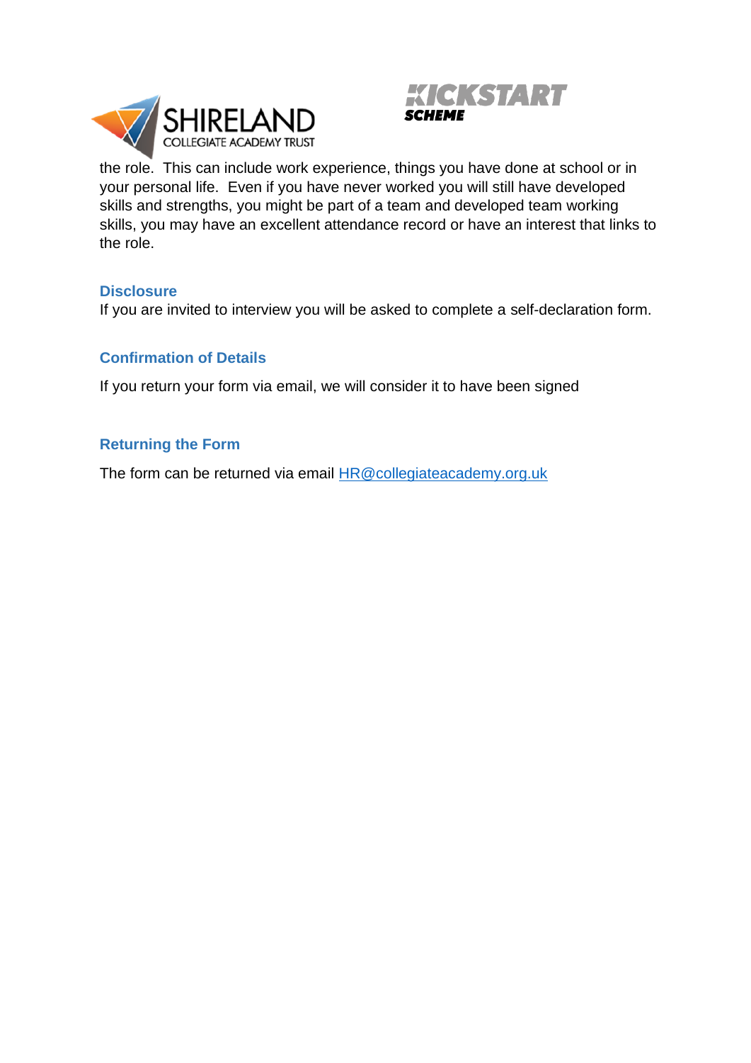the role. This can include work experience, things you have done at school or in your personal life. Even if you have never worked you will still have developed skills and strengths, you might be part of a team and developed team working skills, you may have an excellent attendance record or have an interest that links to the role.

### Disclosure

If you are invited to interview you will be asked to complete a self-declaration form.

### Confirmation of Details

If you return your form via email, we will consider it to have been signed

### Returning the Form

The form can be returned via email HR@collegiateacademy.org.uk